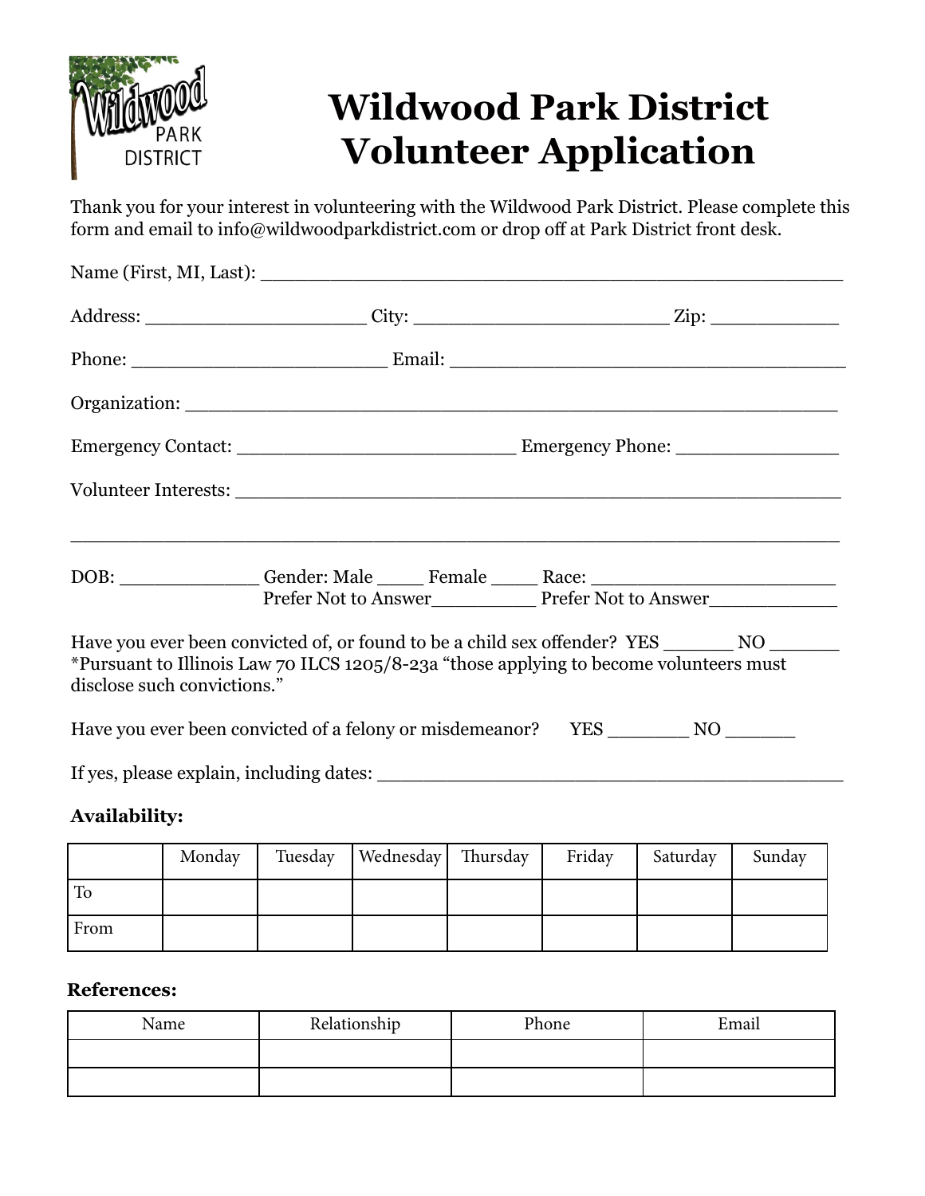# Wildwood Park District Volunteer Application

Thank you for your interest in volunteering with the Wildwood Park District. Please complete this form and email to info@wildwoodparkdistrict.com or drop off at Park District front desk.

Name (First, MI, Last): ______________________________________________

Address: ____________________ City: ______________________ Zip: ____________

Phone: ______________________ Email: ___________________________________

Organization: _________________________________________________________

Emergency Contact: ________________________ Emergency Phone: _______________

Volunteer Interests: _____________________________________________________

___________________________________________________________________________

DOB: _____________ Gender: Male ____ Female ____ Race: ______________________
Prefer Not to Answer_________ Prefer Not to Answer____________

Have you ever been convicted of, or found to be a child sex offender? YES ______ NO ______
*Pursuant to Illinois Law 70 ILCS 1205/8-23a "those applying to become volunteers must disclose such convictions."

Have you ever been convicted of a felony or misdemeanor? YES _______ NO ______

If yes, please explain, including dates: __________________________________________

**Availability:**

| | Monday | Tuesday | Wednesday | Thursday | Friday | Saturday | Sunday |
|---|---|---|---|---|---|---|---|
| To | | | | | | | |
| From | | | | | | | |

**References:**

| Name | Relationship | Phone | Email |
|---|---|---|---|
| | | | |
| | | | |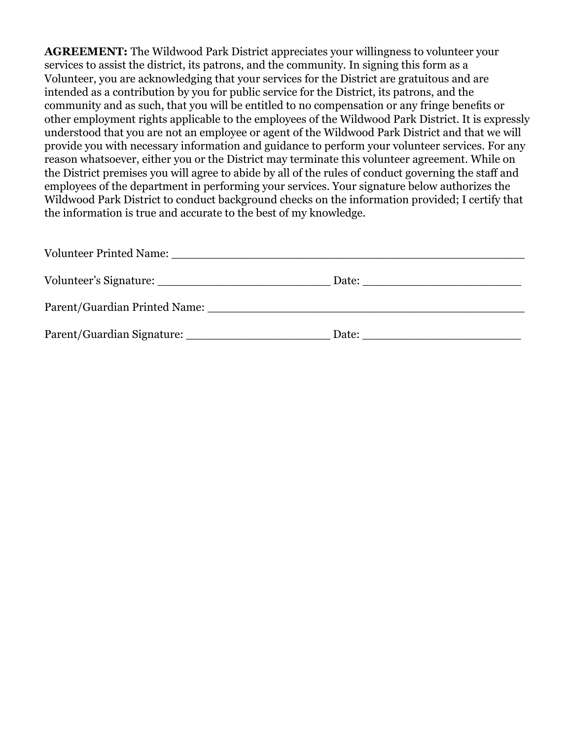**AGREEMENT:** The Wildwood Park District appreciates your willingness to volunteer your services to assist the district, its patrons, and the community. In signing this form as a Volunteer, you are acknowledging that your services for the District are gratuitous and are intended as a contribution by you for public service for the District, its patrons, and the community and as such, that you will be entitled to no compensation or any fringe benefits or other employment rights applicable to the employees of the Wildwood Park District. It is expressly understood that you are not an employee or agent of the Wildwood Park District and that we will provide you with necessary information and guidance to perform your volunteer services. For any reason whatsoever, either you or the District may terminate this volunteer agreement. While on the District premises you will agree to abide by all of the rules of conduct governing the staff and employees of the department in performing your services. Your signature below authorizes the Wildwood Park District to conduct background checks on the information provided; I certify that the information is true and accurate to the best of my knowledge.

Volunteer Printed Name: ______________________________________________

Volunteer's Signature: __________________________ Date: ________________________

Parent/Guardian Printed Name: ____________________________________________

Parent/Guardian Signature: ______________________ Date: ________________________